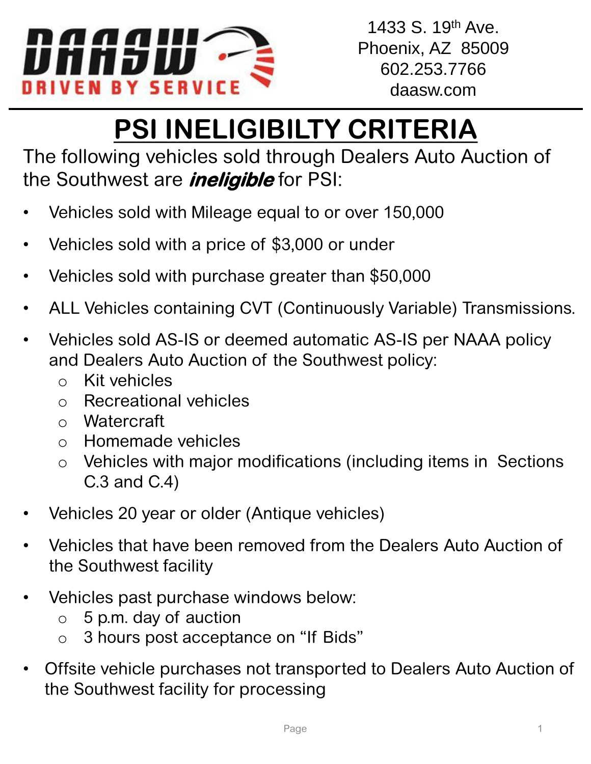DAASW
DRIVEN BY SERVICE

1433 S. 19th Ave.
Phoenix, AZ 85009
602.253.7766
daasw.com

# PSI INELIGIBILTY CRITERIA

The following vehicles sold through Dealers Auto Auction of the Southwest are ***ineligible*** for PSI:

- Vehicles sold with Mileage equal to or over 150,000
- Vehicles sold with a price of $3,000 or under
- Vehicles sold with purchase greater than $50,000
- ALL Vehicles containing CVT (Continuously Variable) Transmissions.
- Vehicles sold AS-IS or deemed automatic AS-IS per NAAA policy and Dealers Auto Auction of the Southwest policy:
  - Kit vehicles
  - Recreational vehicles
  - Watercraft
  - Homemade vehicles
  - Vehicles with major modifications (including items in Sections C.3 and C.4)
- Vehicles 20 year or older (Antique vehicles)
- Vehicles that have been removed from the Dealers Auto Auction of the Southwest facility
- Vehicles past purchase windows below:
  - 5 p.m. day of auction
  - 3 hours post acceptance on "If Bids"
- Offsite vehicle purchases not transported to Dealers Auto Auction of the Southwest facility for processing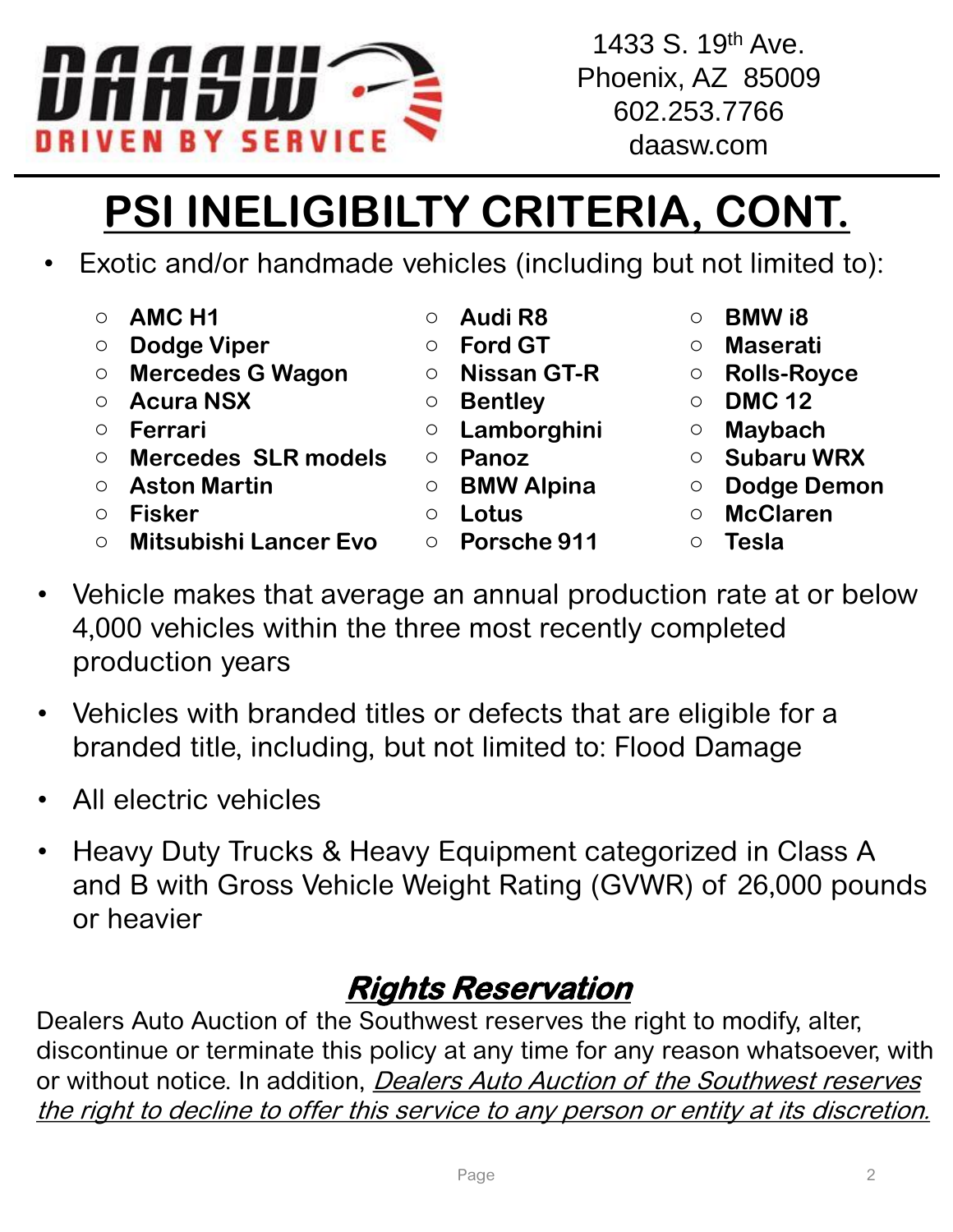1433 S. 19th Ave.
Phoenix, AZ 85009
602.253.7766
daasw.com

# PSI INELIGIBILTY CRITERIA, CONT.

- Exotic and/or handmade vehicles (including but not limited to):
  - **AMC H1**
  - **Dodge Viper**
  - **Mercedes G Wagon**
  - **Acura NSX**
  - **Ferrari**
  - **Mercedes SLR models**
  - **Aston Martin**
  - **Fisker**
  - **Mitsubishi Lancer Evo**
  - **Audi R8**
  - **Ford GT**
  - **Nissan GT-R**
  - **Bentley**
  - **Lamborghini**
  - **Panoz**
  - **BMW Alpina**
  - **Lotus**
  - **Porsche 911**
  - **BMW i8**
  - **Maserati**
  - **Rolls-Royce**
  - **DMC 12**
  - **Maybach**
  - **Subaru WRX**
  - **Dodge Demon**
  - **McClaren**
  - **Tesla**
- Vehicle makes that average an annual production rate at or below 4,000 vehicles within the three most recently completed production years
- Vehicles with branded titles or defects that are eligible for a branded title, including, but not limited to: Flood Damage
- All electric vehicles
- Heavy Duty Trucks & Heavy Equipment categorized in Class A and B with Gross Vehicle Weight Rating (GVWR) of 26,000 pounds or heavier

## ***Rights Reservation***

Dealers Auto Auction of the Southwest reserves the right to modify, alter, discontinue or terminate this policy at any time for any reason whatsoever, with or without notice. In addition, *Dealers Auto Auction of the Southwest reserves the right to decline to offer this service to any person or entity at its discretion.*